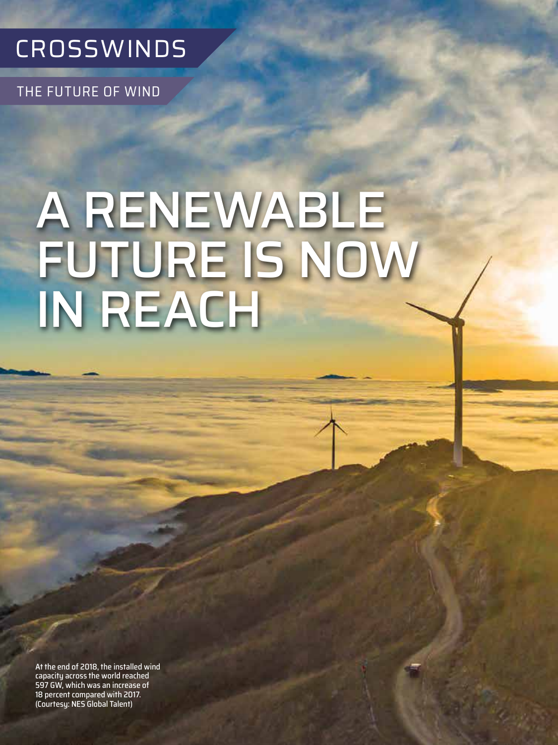CROSSWINDS

THE FUTURE OF WIND

# A RENEWABLE FUTURE IS NOW IN REACH

At the end of 2018, the installed wind capacity across the world reached 597 GW, which was an increase of 18 percent compared with 2017. (Courtesy: NES Global Talent)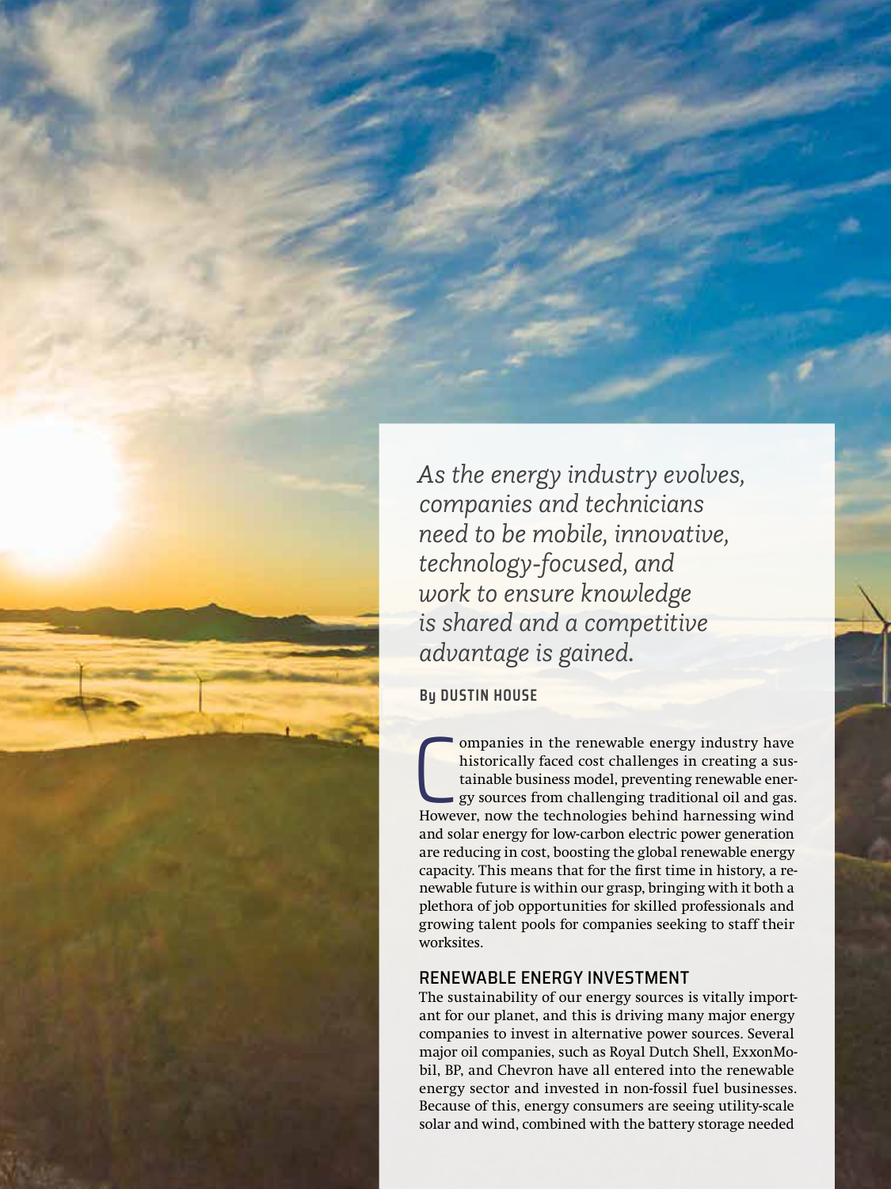*As the energy industry evolves, companies and technicians need to be mobile, innovative, technology-focused, and work to ensure knowledge is shared and a competitive advantage is gained.*

**By DUSTIN HOUSE**

Companies in the renewable energy industry have historically faced cost challenges in creating a sustainable business model, preventing renewable energy sources from challenging traditional oil and gas. However, now the technologies behind harnessing wind and solar energy for low-carbon electric power generation are reducing in cost, boosting the global renewable energy capacity. This means that for the first time in history, a renewable future is within our grasp, bringing with it both a plethora of job opportunities for skilled professionals and growing talent pools for companies seeking to staff their worksites.

## RENEWABLE ENERGY INVESTMENT

The sustainability of our energy sources is vitally important for our planet, and this is driving many major energy companies to invest in alternative power sources. Several major oil companies, such as Royal Dutch Shell, ExxonMobil, BP, and Chevron have all entered into the renewable energy sector and invested in non-fossil fuel businesses. Because of this, energy consumers are seeing utility-scale solar and wind, combined with the battery storage needed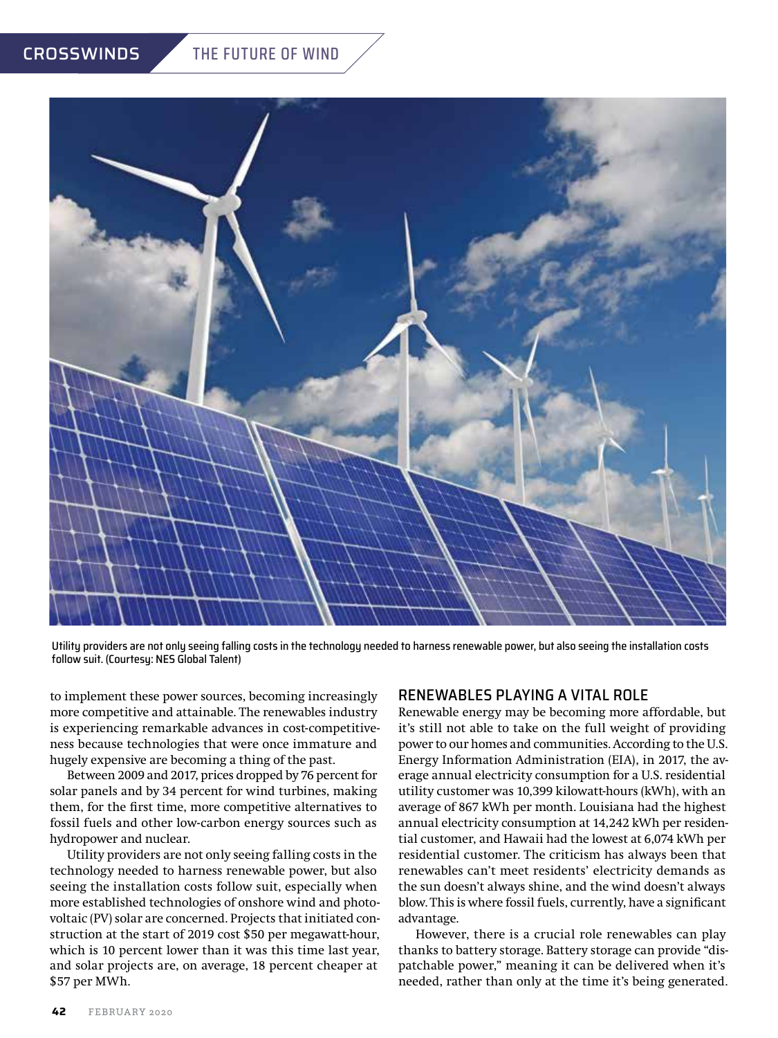Utility providers are not only seeing falling costs in the technology needed to harness renewable power, but also seeing the installation costs follow suit. (Courtesy: NES Global Talent)

to implement these power sources, becoming increasingly more competitive and attainable. The renewables industry is experiencing remarkable advances in cost-competitiveness because technologies that were once immature and hugely expensive are becoming a thing of the past.

Between 2009 and 2017, prices dropped by 76 percent for solar panels and by 34 percent for wind turbines, making them, for the first time, more competitive alternatives to fossil fuels and other low-carbon energy sources such as hydropower and nuclear.

Utility providers are not only seeing falling costs in the technology needed to harness renewable power, but also seeing the installation costs follow suit, especially when more established technologies of onshore wind and photovoltaic (PV) solar are concerned. Projects that initiated construction at the start of 2019 cost $50 per megawatt-hour, which is 10 percent lower than it was this time last year, and solar projects are, on average, 18 percent cheaper at $57 per MWh.

## RENEWABLES PLAYING A VITAL ROLE

Renewable energy may be becoming more affordable, but it's still not able to take on the full weight of providing power to our homes and communities. According to the U.S. Energy Information Administration (EIA), in 2017, the average annual electricity consumption for a U.S. residential utility customer was 10,399 kilowatt-hours (kWh), with an average of 867 kWh per month. Louisiana had the highest annual electricity consumption at 14,242 kWh per residential customer, and Hawaii had the lowest at 6,074 kWh per residential customer. The criticism has always been that renewables can't meet residents' electricity demands as the sun doesn't always shine, and the wind doesn't always blow. This is where fossil fuels, currently, have a significant advantage.

However, there is a crucial role renewables can play thanks to battery storage. Battery storage can provide "dispatchable power," meaning it can be delivered when it's needed, rather than only at the time it's being generated.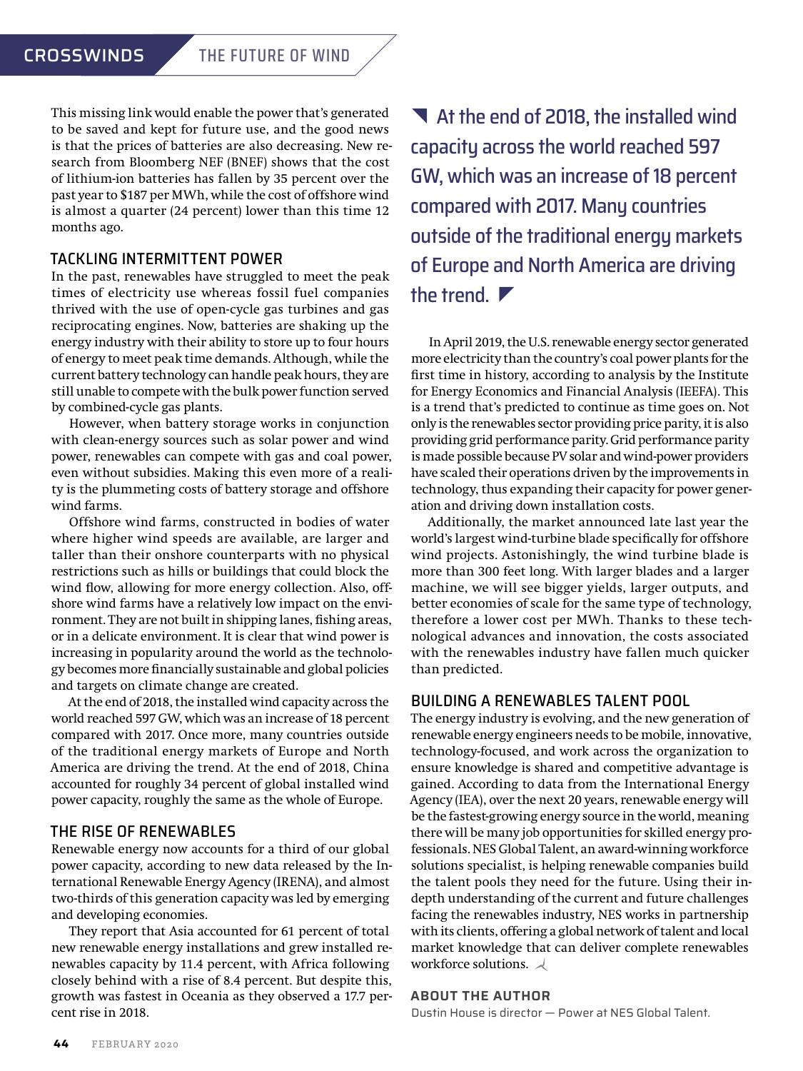This missing link would enable the power that's generated to be saved and kept for future use, and the good news is that the prices of batteries are also decreasing. New research from Bloomberg NEF (BNEF) shows that the cost of lithium-ion batteries has fallen by 35 percent over the past year to $187 per MWh, while the cost of offshore wind is almost a quarter (24 percent) lower than this time 12 months ago.

## TACKLING INTERMITTENT POWER

In the past, renewables have struggled to meet the peak times of electricity use whereas fossil fuel companies thrived with the use of open-cycle gas turbines and gas reciprocating engines. Now, batteries are shaking up the energy industry with their ability to store up to four hours of energy to meet peak time demands. Although, while the current battery technology can handle peak hours, they are still unable to compete with the bulk power function served by combined-cycle gas plants.

However, when battery storage works in conjunction with clean-energy sources such as solar power and wind power, renewables can compete with gas and coal power, even without subsidies. Making this even more of a reality is the plummeting costs of battery storage and offshore wind farms.

Offshore wind farms, constructed in bodies of water where higher wind speeds are available, are larger and taller than their onshore counterparts with no physical restrictions such as hills or buildings that could block the wind flow, allowing for more energy collection. Also, offshore wind farms have a relatively low impact on the environment. They are not built in shipping lanes, fishing areas, or in a delicate environment. It is clear that wind power is increasing in popularity around the world as the technology becomes more financially sustainable and global policies and targets on climate change are created.

At the end of 2018, the installed wind capacity across the world reached 597 GW, which was an increase of 18 percent compared with 2017. Once more, many countries outside of the traditional energy markets of Europe and North America are driving the trend. At the end of 2018, China accounted for roughly 34 percent of global installed wind power capacity, roughly the same as the whole of Europe.

## THE RISE OF RENEWABLES

Renewable energy now accounts for a third of our global power capacity, according to new data released by the International Renewable Energy Agency (IRENA), and almost two-thirds of this generation capacity was led by emerging and developing economies.

They report that Asia accounted for 61 percent of total new renewable energy installations and grew installed renewables capacity by 11.4 percent, with Africa following closely behind with a rise of 8.4 percent. But despite this, growth was fastest in Oceania as they observed a 17.7 percent rise in 2018.

> At the end of 2018, the installed wind capacity across the world reached 597 GW, which was an increase of 18 percent compared with 2017. Many countries outside of the traditional energy markets of Europe and North America are driving the trend.

In April 2019, the U.S. renewable energy sector generated more electricity than the country's coal power plants for the first time in history, according to analysis by the Institute for Energy Economics and Financial Analysis (IEEFA). This is a trend that's predicted to continue as time goes on. Not only is the renewables sector providing price parity, it is also providing grid performance parity. Grid performance parity is made possible because PV solar and wind-power providers have scaled their operations driven by the improvements in technology, thus expanding their capacity for power generation and driving down installation costs.

Additionally, the market announced late last year the world's largest wind-turbine blade specifically for offshore wind projects. Astonishingly, the wind turbine blade is more than 300 feet long. With larger blades and a larger machine, we will see bigger yields, larger outputs, and better economies of scale for the same type of technology, therefore a lower cost per MWh. Thanks to these technological advances and innovation, the costs associated with the renewables industry have fallen much quicker than predicted.

## BUILDING A RENEWABLES TALENT POOL

The energy industry is evolving, and the new generation of renewable energy engineers needs to be mobile, innovative, technology-focused, and work across the organization to ensure knowledge is shared and competitive advantage is gained. According to data from the International Energy Agency (IEA), over the next 20 years, renewable energy will be the fastest-growing energy source in the world, meaning there will be many job opportunities for skilled energy professionals. NES Global Talent, an award-winning workforce solutions specialist, is helping renewable companies build the talent pools they need for the future. Using their in-depth understanding of the current and future challenges facing the renewables industry, NES works in partnership with its clients, offering a global network of talent and local market knowledge that can deliver complete renewables workforce solutions.

### ABOUT THE AUTHOR

Dustin House is director — Power at NES Global Talent.